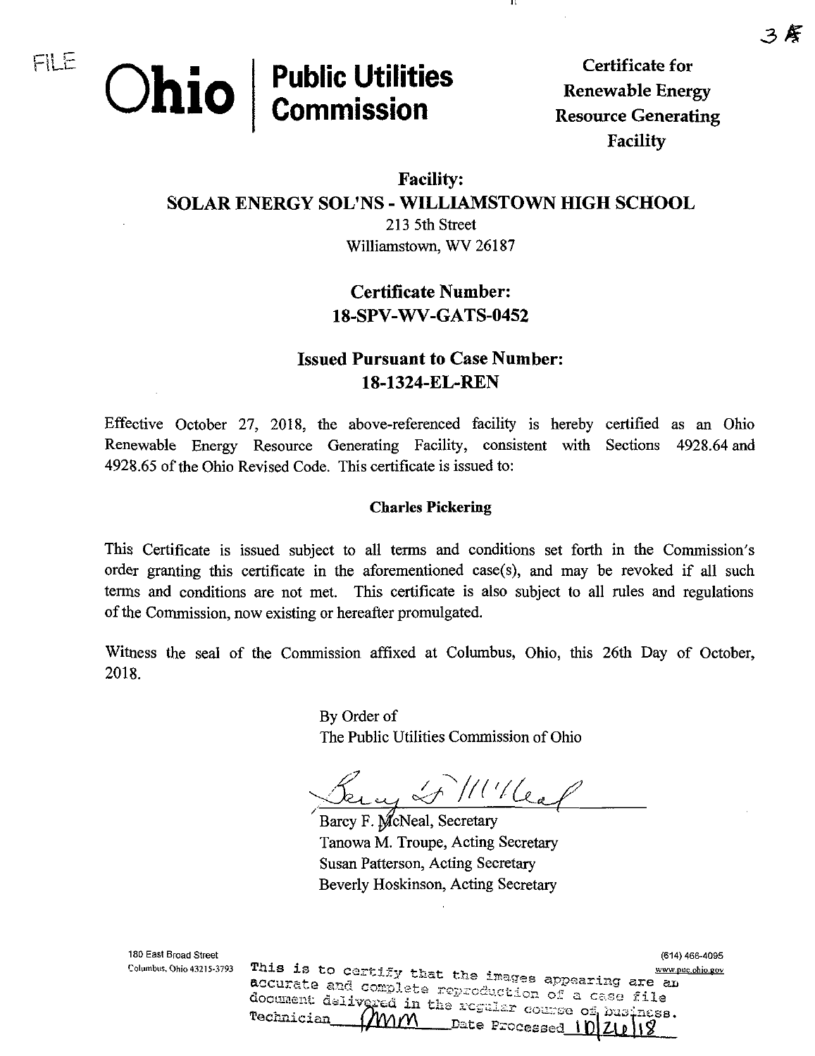FILE

# Ohio | Public Utilities Commission

**Certificate for Renewable Energy Resource Generating Facility**

## Facility:
## SOLAR ENERGY SOL'NS - WILLIAMSTOWN HIGH SCHOOL

213 5th Street
Williamstown, WV 26187

## Certificate Number:
## 18-SPV-WV-GATS-0452

## Issued Pursuant to Case Number:
## 18-1324-EL-REN

Effective October 27, 2018, the above-referenced facility is hereby certified as an Ohio Renewable Energy Resource Generating Facility, consistent with Sections 4928.64 and 4928.65 of the Ohio Revised Code. This certificate is issued to:

**Charles Pickering**

This Certificate is issued subject to all terms and conditions set forth in the Commission's order granting this certificate in the aforementioned case(s), and may be revoked if all such terms and conditions are not met. This certificate is also subject to all rules and regulations of the Commission, now existing or hereafter promulgated.

Witness the seal of the Commission affixed at Columbus, Ohio, this 26th Day of October, 2018.

By Order of
The Public Utilities Commission of Ohio

Barcy F. McNeal, Secretary
Tanowa M. Troupe, Acting Secretary
Susan Patterson, Acting Secretary
Beverly Hoskinson, Acting Secretary

180 East Broad Street
Columbus, Ohio 43215-3793

(614) 466-4095
www.puc.ohio.gov

This is to certify that the images appearing are an accurate and complete reproduction of a case file document delivered in the regular course of business.
Technician MM Date Processed 10/26/18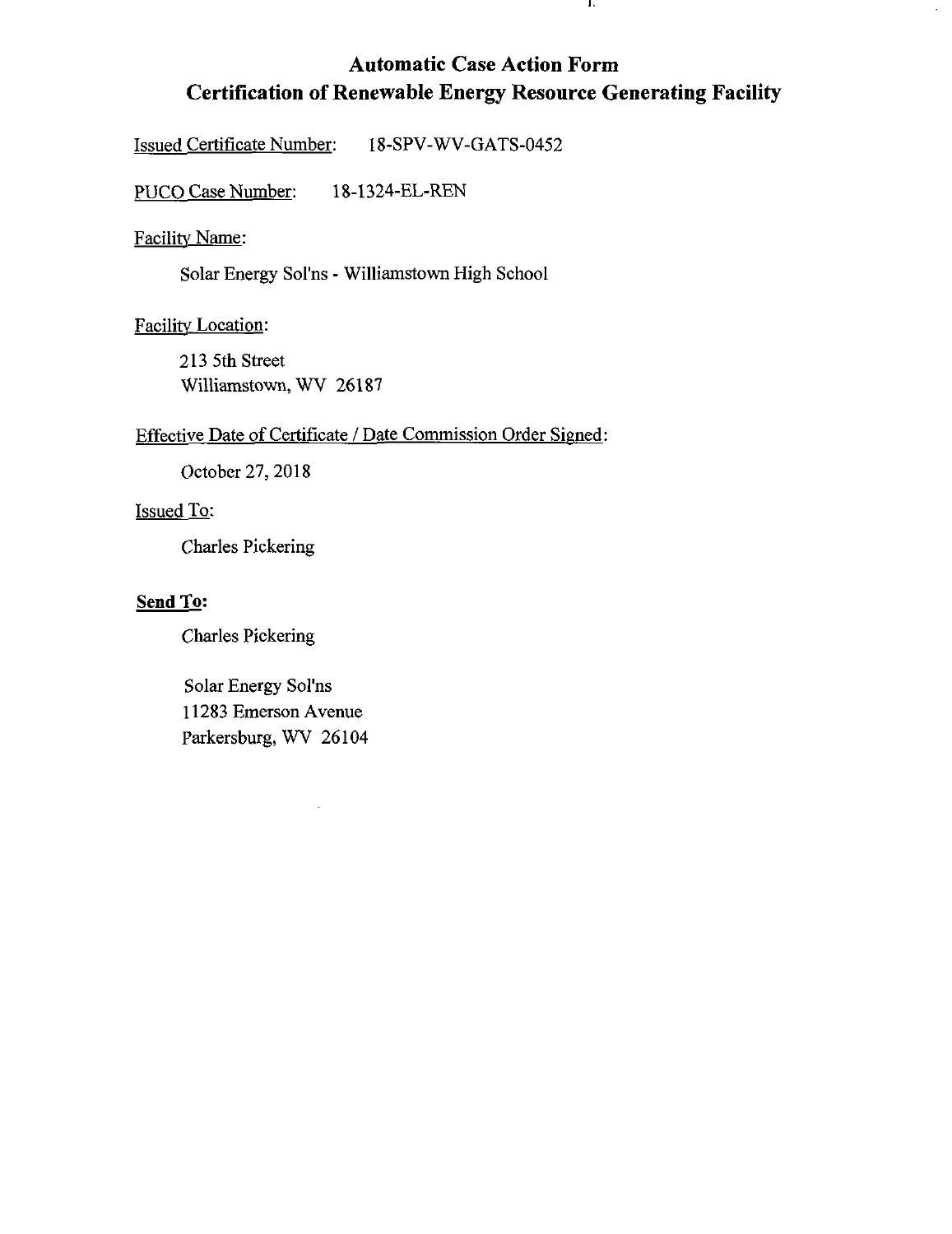# Automatic Case Action Form
# Certification of Renewable Energy Resource Generating Facility

Issued Certificate Number: 18-SPV-WV-GATS-0452

PUCO Case Number: 18-1324-EL-REN

Facility Name:

Solar Energy Sol'ns - Williamstown High School

Facility Location:

213 5th Street
Williamstown, WV 26187

Effective Date of Certificate / Date Commission Order Signed:

October 27, 2018

Issued To:

Charles Pickering

**Send To:**

Charles Pickering

Solar Energy Sol'ns
11283 Emerson Avenue
Parkersburg, WV 26104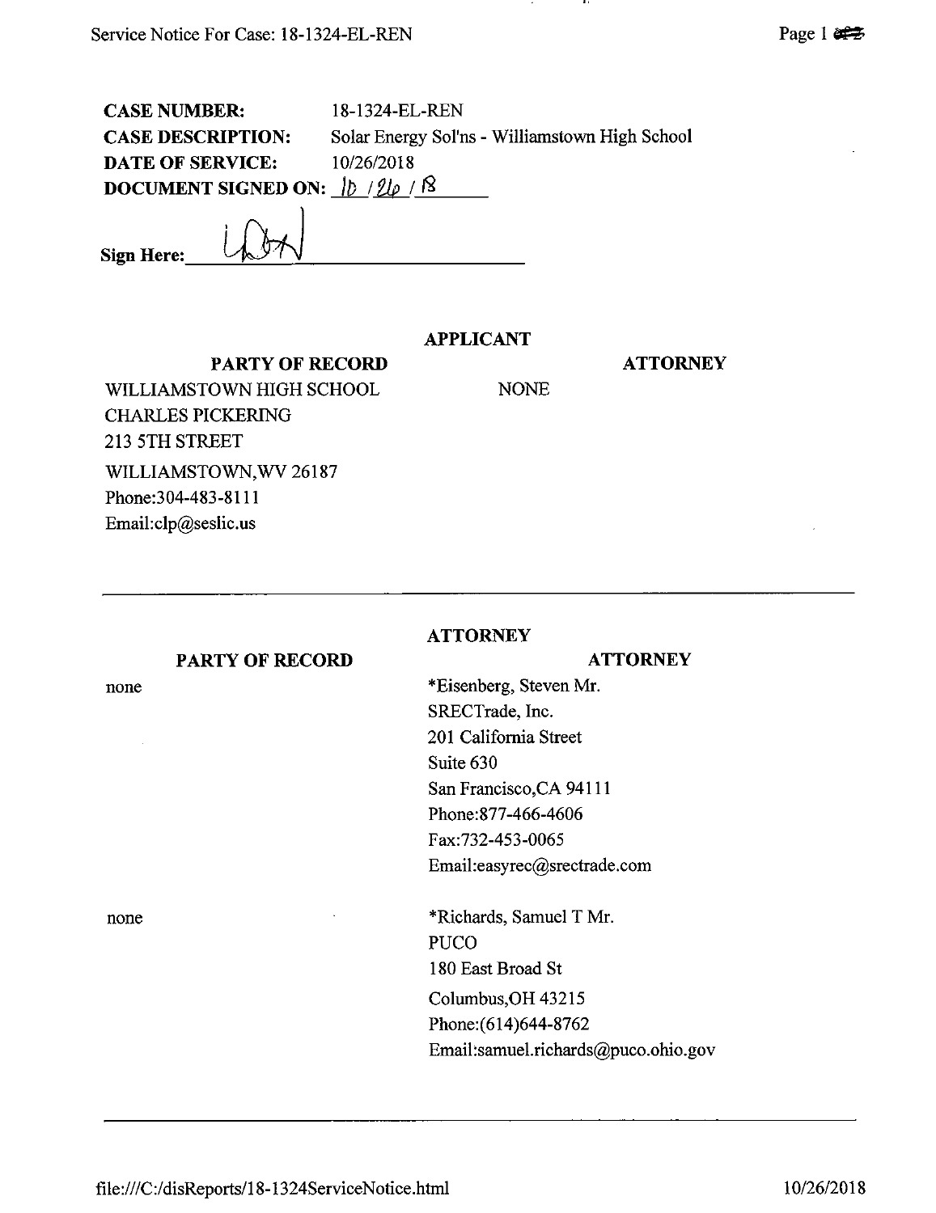| | |
|---|---|
| **CASE NUMBER:** | 18-1324-EL-REN |
| **CASE DESCRIPTION:** | Solar Energy Sol'ns - Williamstown High School |
| **DATE OF SERVICE:** | 10/26/2018 |
| **DOCUMENT SIGNED ON:** | 10 / 26 / 18 |

**Sign Here:** ____________________

## APPLICANT

| PARTY OF RECORD | ATTORNEY |
|---|---|
| WILLIAMSTOWN HIGH SCHOOL<br>CHARLES PICKERING<br>213 5TH STREET<br>WILLIAMSTOWN,WV 26187<br>Phone:304-483-8111<br>Email:clp@seslic.us | NONE |

## ATTORNEY

| PARTY OF RECORD | ATTORNEY |
|---|---|
| none | *Eisenberg, Steven Mr.<br>SRECTrade, Inc.<br>201 California Street<br>Suite 630<br>San Francisco,CA 94111<br>Phone:877-466-4606<br>Fax:732-453-0065<br>Email:easyrec@srectrade.com |
| none | *Richards, Samuel T Mr.<br>PUCO<br>180 East Broad St<br>Columbus,OH 43215<br>Phone:(614)644-8762<br>Email:samuel.richards@puco.ohio.gov |